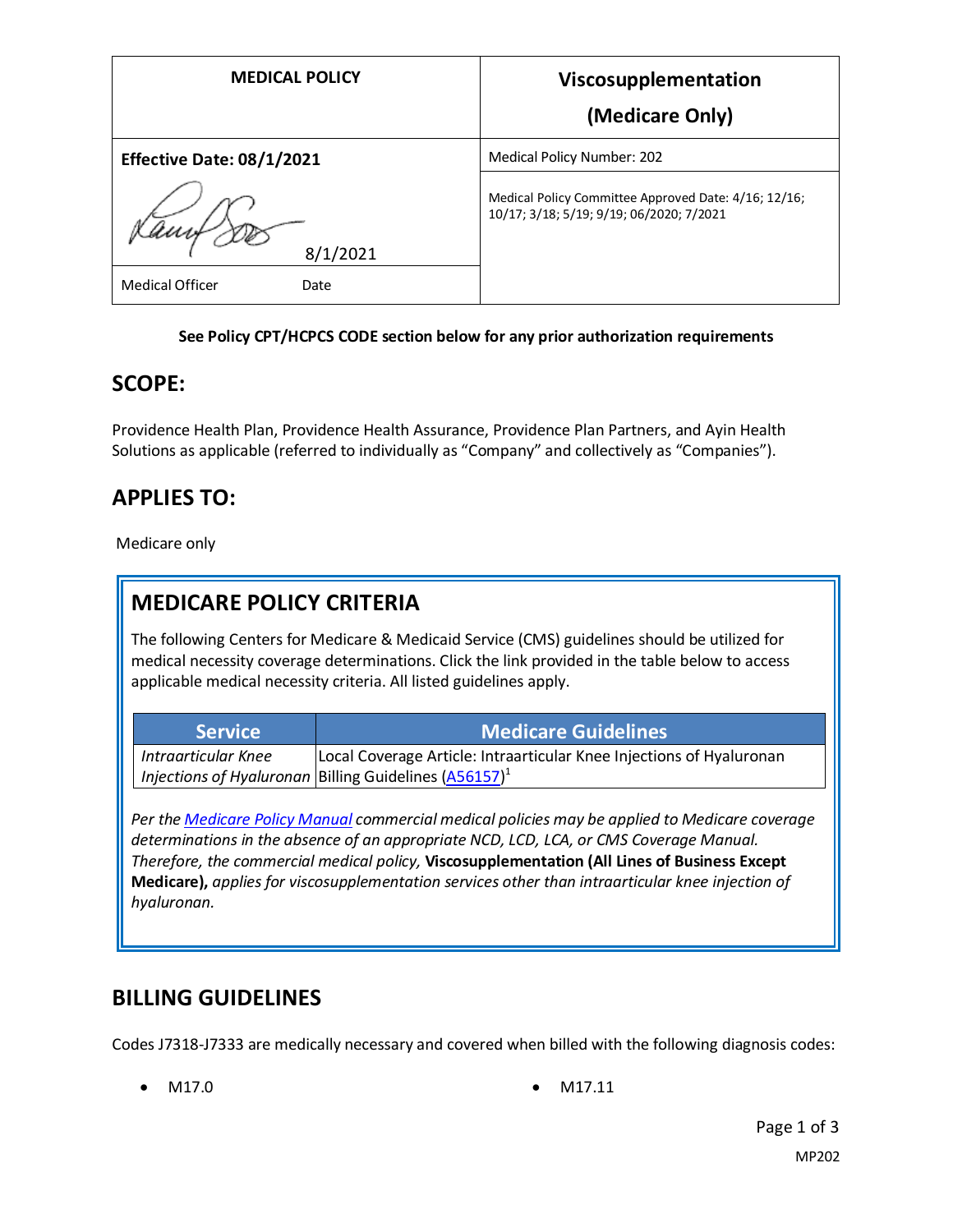| MEDICAL POLICY | Viscosupplementation (Medicare Only) |
| --- | --- |
| **Effective Date: 08/1/2021** | Medical Policy Number: 202 |
| 8/1/2021 | Medical Policy Committee Approved Date: 4/16; 12/16; 10/17; 3/18; 5/19; 9/19; 06/2020; 7/2021 |
| Medical Officer Date | |

**See Policy CPT/HCPCS CODE section below for any prior authorization requirements**

## SCOPE:

Providence Health Plan, Providence Health Assurance, Providence Plan Partners, and Ayin Health Solutions as applicable (referred to individually as "Company" and collectively as "Companies").

## APPLIES TO:

Medicare only

## MEDICARE POLICY CRITERIA

The following Centers for Medicare & Medicaid Service (CMS) guidelines should be utilized for medical necessity coverage determinations. Click the link provided in the table below to access applicable medical necessity criteria. All listed guidelines apply.

| Service | Medicare Guidelines |
| --- | --- |
| *Intraarticular Knee Injections of Hyaluronan* | Local Coverage Article: Intraarticular Knee Injections of Hyaluronan Billing Guidelines (A56157)[1] |

*Per the Medicare Policy Manual commercial medical policies may be applied to Medicare coverage determinations in the absence of an appropriate NCD, LCD, LCA, or CMS Coverage Manual. Therefore, the commercial medical policy,* **Viscosupplementation (All Lines of Business Except Medicare),** *applies for viscosupplementation services other than intraarticular knee injection of hyaluronan.*

## BILLING GUIDELINES

Codes J7318-J7333 are medically necessary and covered when billed with the following diagnosis codes:

- M17.0
- M17.11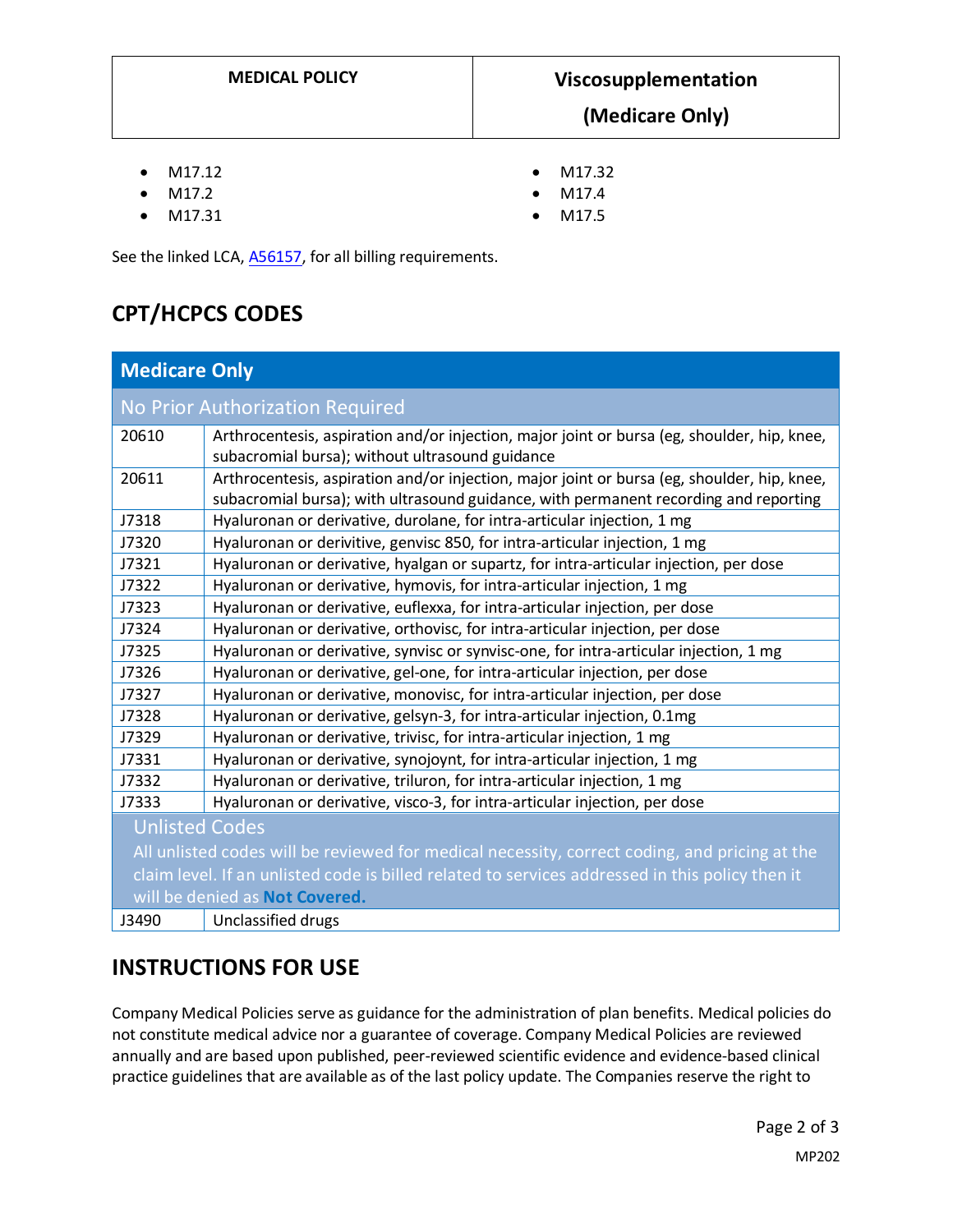- M17.12
- M17.2
- M17.31
- M17.32
- M17.4
- M17.5

See the linked LCA, A56157, for all billing requirements.

## CPT/HCPCS CODES

| Medicare Only | |
|---|---|
| No Prior Authorization Required | |
| 20610 | Arthrocentesis, aspiration and/or injection, major joint or bursa (eg, shoulder, hip, knee, subacromial bursa); without ultrasound guidance |
| 20611 | Arthrocentesis, aspiration and/or injection, major joint or bursa (eg, shoulder, hip, knee, subacromial bursa); with ultrasound guidance, with permanent recording and reporting |
| J7318 | Hyaluronan or derivative, durolane, for intra-articular injection, 1 mg |
| J7320 | Hyaluronan or derivitive, genvisc 850, for intra-articular injection, 1 mg |
| J7321 | Hyaluronan or derivative, hyalgan or supartz, for intra-articular injection, per dose |
| J7322 | Hyaluronan or derivative, hymovis, for intra-articular injection, 1 mg |
| J7323 | Hyaluronan or derivative, euflexxa, for intra-articular injection, per dose |
| J7324 | Hyaluronan or derivative, orthovisc, for intra-articular injection, per dose |
| J7325 | Hyaluronan or derivative, synvisc or synvisc-one, for intra-articular injection, 1 mg |
| J7326 | Hyaluronan or derivative, gel-one, for intra-articular injection, per dose |
| J7327 | Hyaluronan or derivative, monovisc, for intra-articular injection, per dose |
| J7328 | Hyaluronan or derivative, gelsyn-3, for intra-articular injection, 0.1mg |
| J7329 | Hyaluronan or derivative, trivisc, for intra-articular injection, 1 mg |
| J7331 | Hyaluronan or derivative, synojoynt, for intra-articular injection, 1 mg |
| J7332 | Hyaluronan or derivative, triluron, for intra-articular injection, 1 mg |
| J7333 | Hyaluronan or derivative, visco-3, for intra-articular injection, per dose |
| Unlisted Codes<br>All unlisted codes will be reviewed for medical necessity, correct coding, and pricing at the claim level. If an unlisted code is billed related to services addressed in this policy then it will be denied as **Not Covered.** | |
| J3490 | Unclassified drugs |

## INSTRUCTIONS FOR USE

Company Medical Policies serve as guidance for the administration of plan benefits. Medical policies do not constitute medical advice nor a guarantee of coverage. Company Medical Policies are reviewed annually and are based upon published, peer-reviewed scientific evidence and evidence-based clinical practice guidelines that are available as of the last policy update. The Companies reserve the right to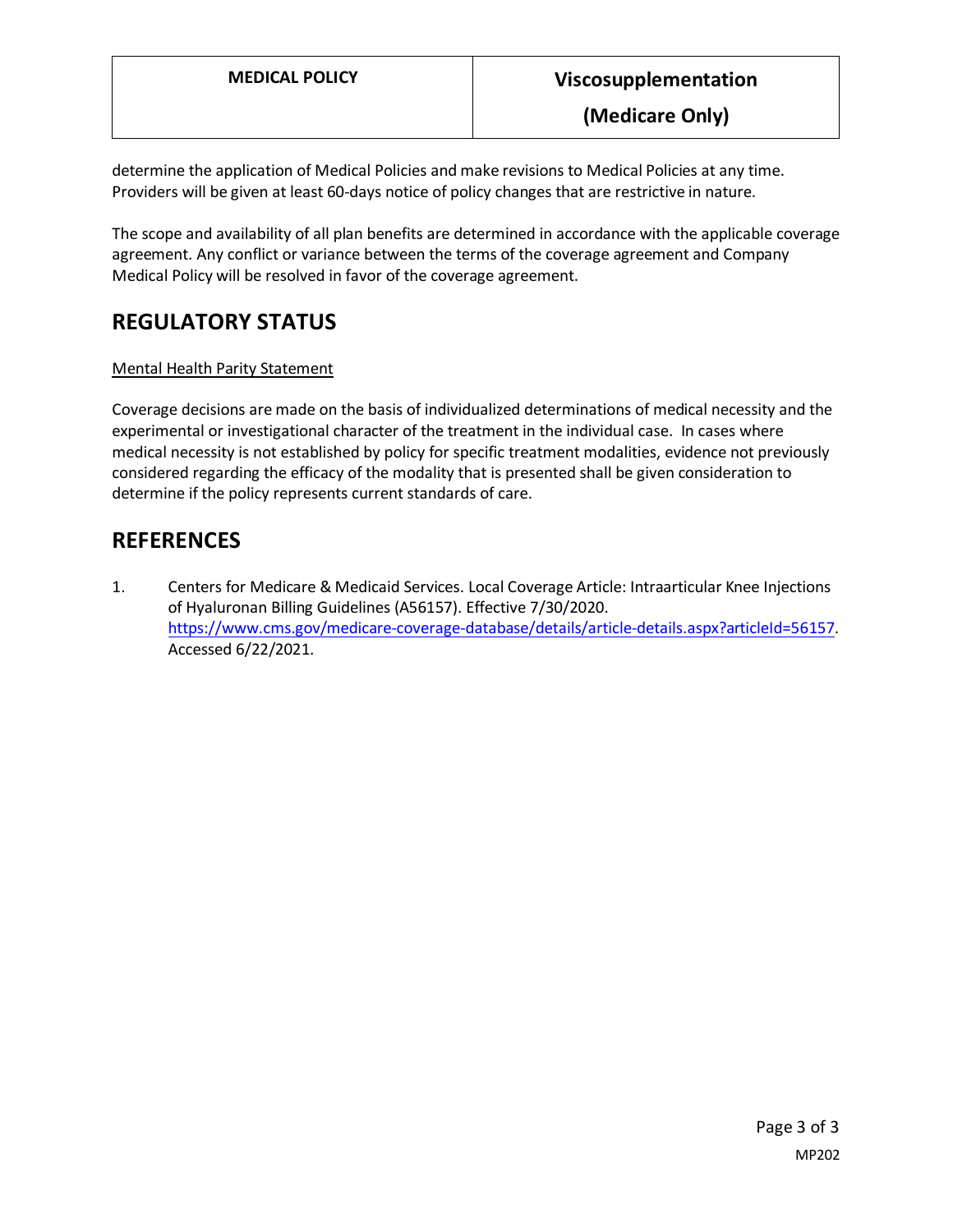determine the application of Medical Policies and make revisions to Medical Policies at any time. Providers will be given at least 60-days notice of policy changes that are restrictive in nature.

The scope and availability of all plan benefits are determined in accordance with the applicable coverage agreement. Any conflict or variance between the terms of the coverage agreement and Company Medical Policy will be resolved in favor of the coverage agreement.

## REGULATORY STATUS

Mental Health Parity Statement

Coverage decisions are made on the basis of individualized determinations of medical necessity and the experimental or investigational character of the treatment in the individual case. In cases where medical necessity is not established by policy for specific treatment modalities, evidence not previously considered regarding the efficacy of the modality that is presented shall be given consideration to determine if the policy represents current standards of care.

## REFERENCES

1. Centers for Medicare & Medicaid Services. Local Coverage Article: Intraarticular Knee Injections of Hyaluronan Billing Guidelines (A56157). Effective 7/30/2020. https://www.cms.gov/medicare-coverage-database/details/article-details.aspx?articleId=56157. Accessed 6/22/2021.